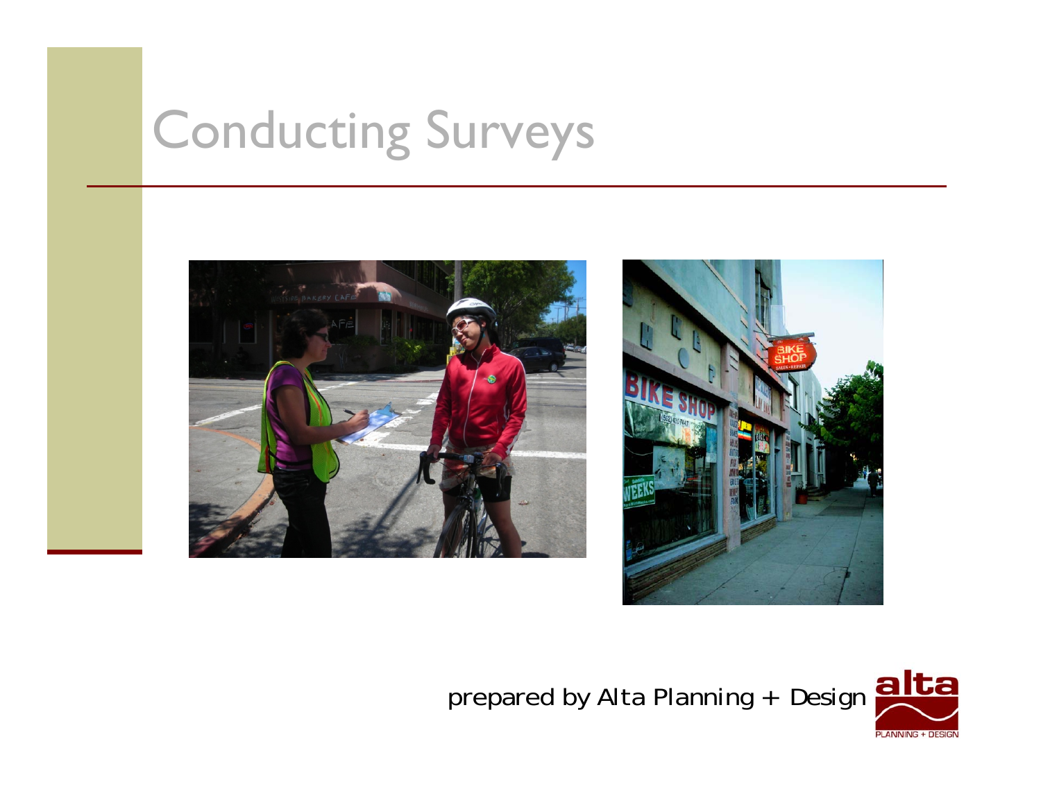# Conducting Surveys

prepared by Alta Planning + Design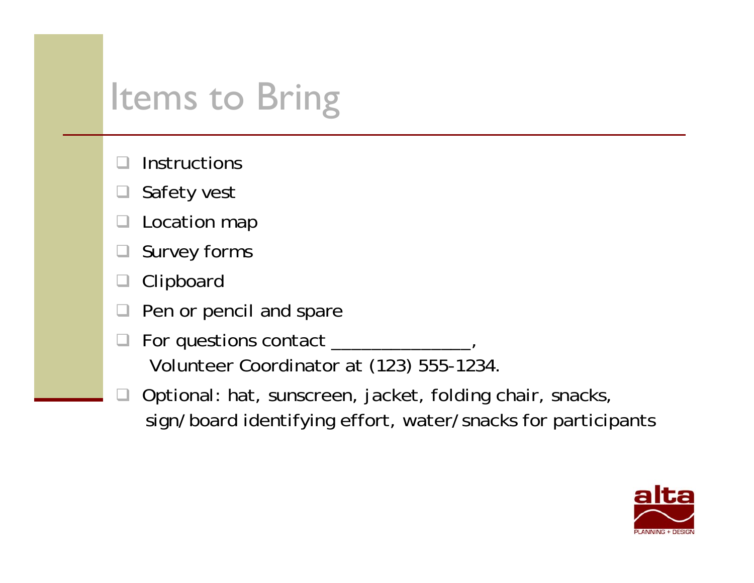# Items to Bring

- Instructions
- Safety vest
- Location map
- Survey forms
- Clipboard
- Pen or pencil and spare
- For questions contact _______________, Volunteer Coordinator at (123) 555-1234.
- Optional: hat, sunscreen, jacket, folding chair, snacks, sign/board identifying effort, water/snacks for participants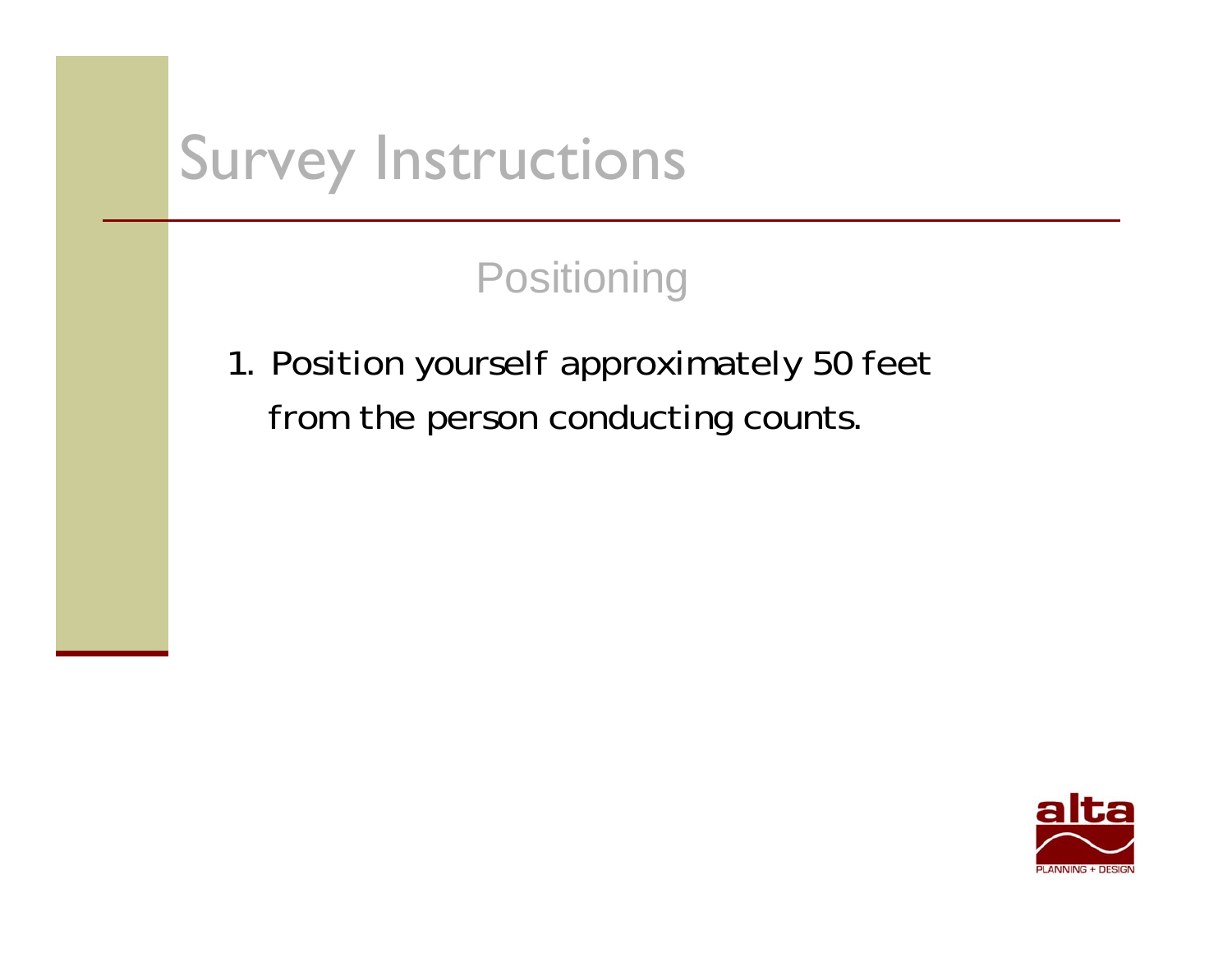# Survey Instructions

## Positioning

1. Position yourself approximately 50 feet from the person conducting counts.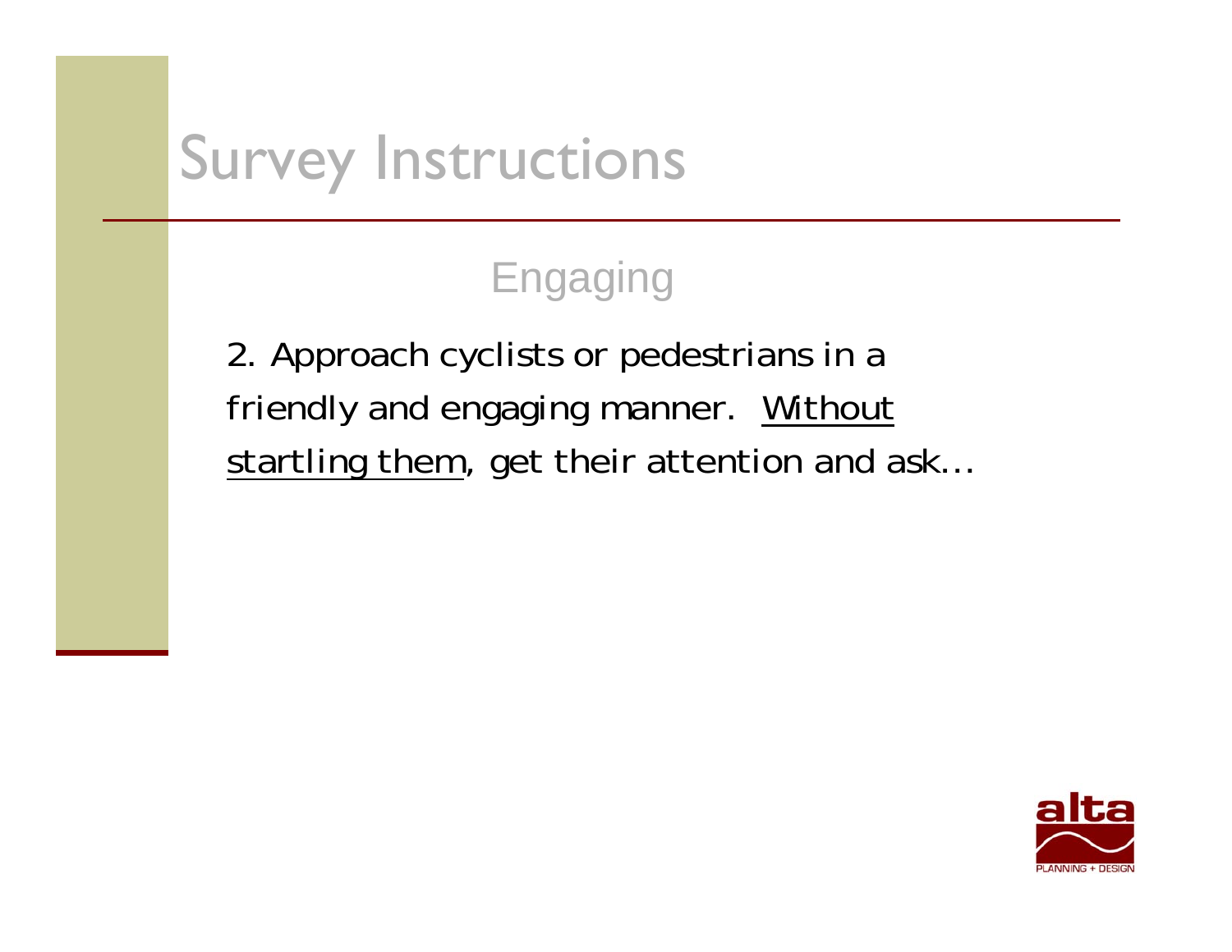# Survey Instructions

## Engaging

2. Approach cyclists or pedestrians in a friendly and engaging manner. <u>Without startling them</u>, get their attention and ask…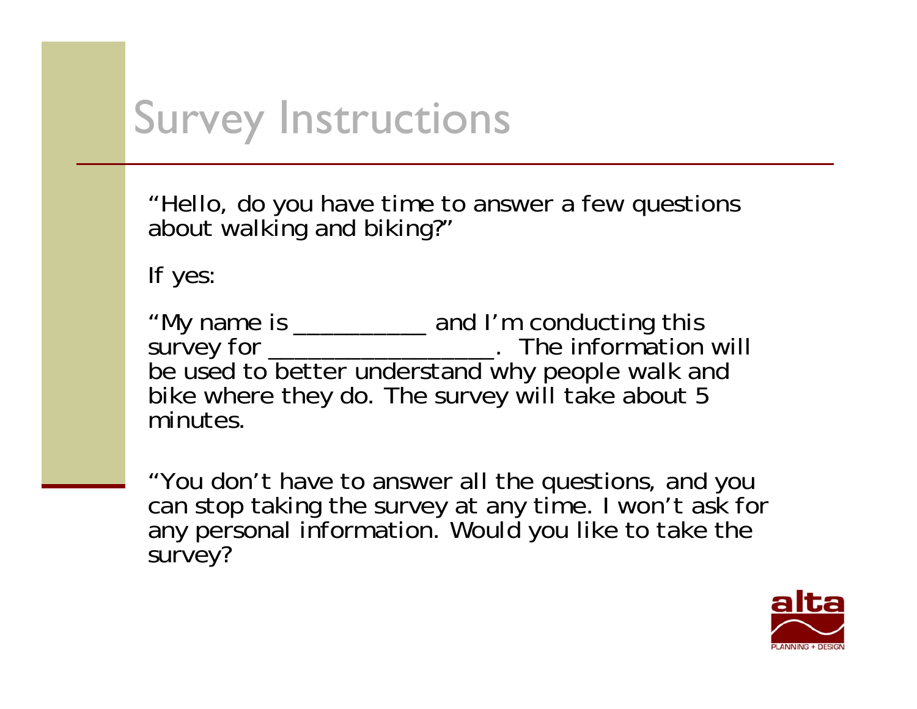# Survey Instructions

"Hello, do you have time to answer a few questions about walking and biking?"

If yes:

"My name is ___________ and I'm conducting this survey for ___________________. The information will be used to better understand why people walk and bike where they do. The survey will take about 5 minutes.

"You don't have to answer all the questions, and you can stop taking the survey at any time. I won't ask for any personal information. Would you like to take the survey?

alta
PLANNING + DESIGN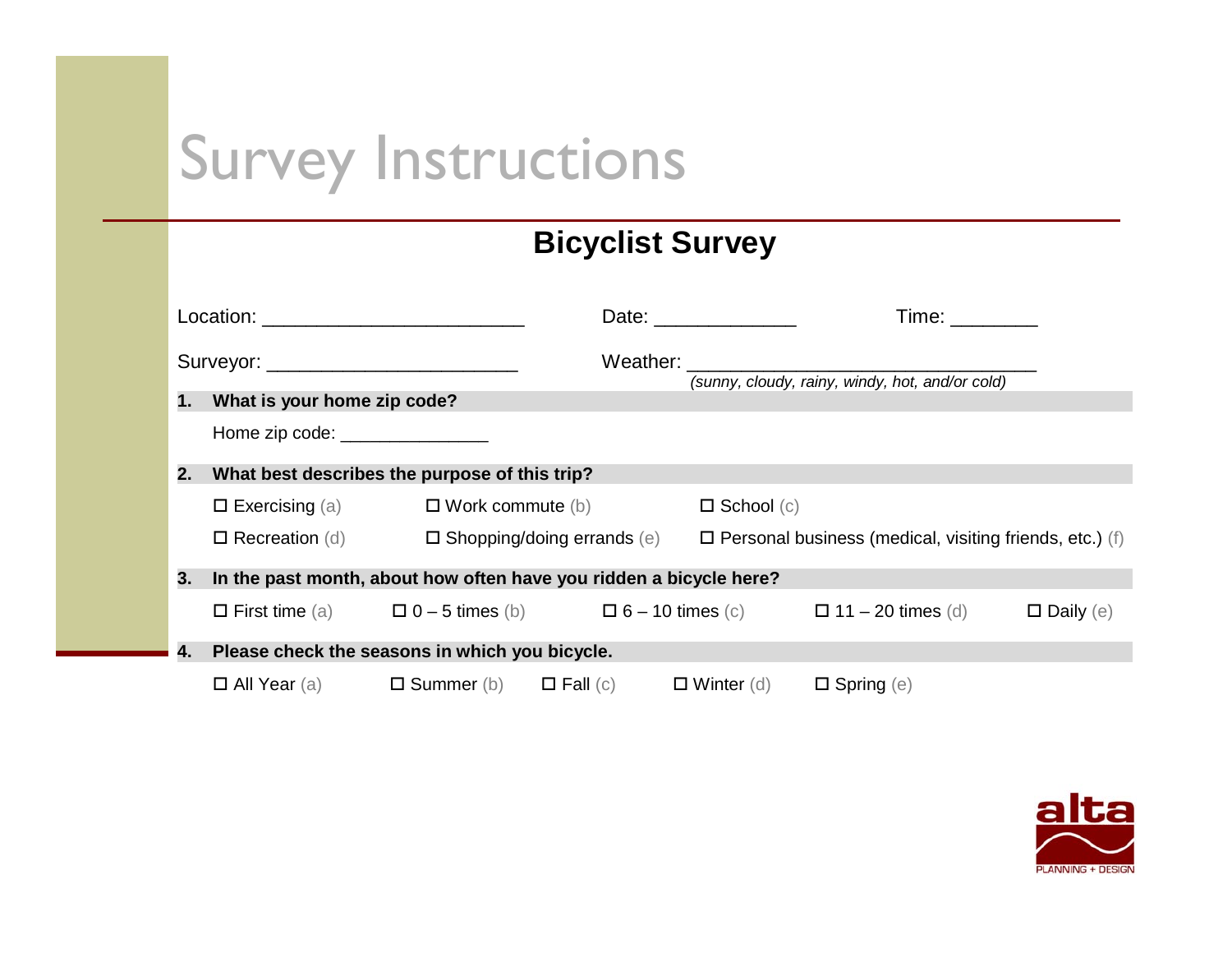# Survey Instructions

## Bicyclist Survey

Location: ________________________ Date: _____________ Time: ________

Surveyor: ________________________ Weather: ________________________________
*(sunny, cloudy, rainy, windy, hot, and/or cold)*

**1. What is your home zip code?**

Home zip code: _______________

**2. What best describes the purpose of this trip?**

☐ Exercising (a) ☐ Work commute (b) ☐ School (c)

☐ Recreation (d) ☐ Shopping/doing errands (e) ☐ Personal business (medical, visiting friends, etc.) (f)

**3. In the past month, about how often have you ridden a bicycle here?**

☐ First time (a) ☐ 0 – 5 times (b) ☐ 6 – 10 times (c) ☐ 11 – 20 times (d) ☐ Daily (e)

**4. Please check the seasons in which you bicycle.**

☐ All Year (a) ☐ Summer (b) ☐ Fall (c) ☐ Winter (d) ☐ Spring (e)

alta PLANNING + DESIGN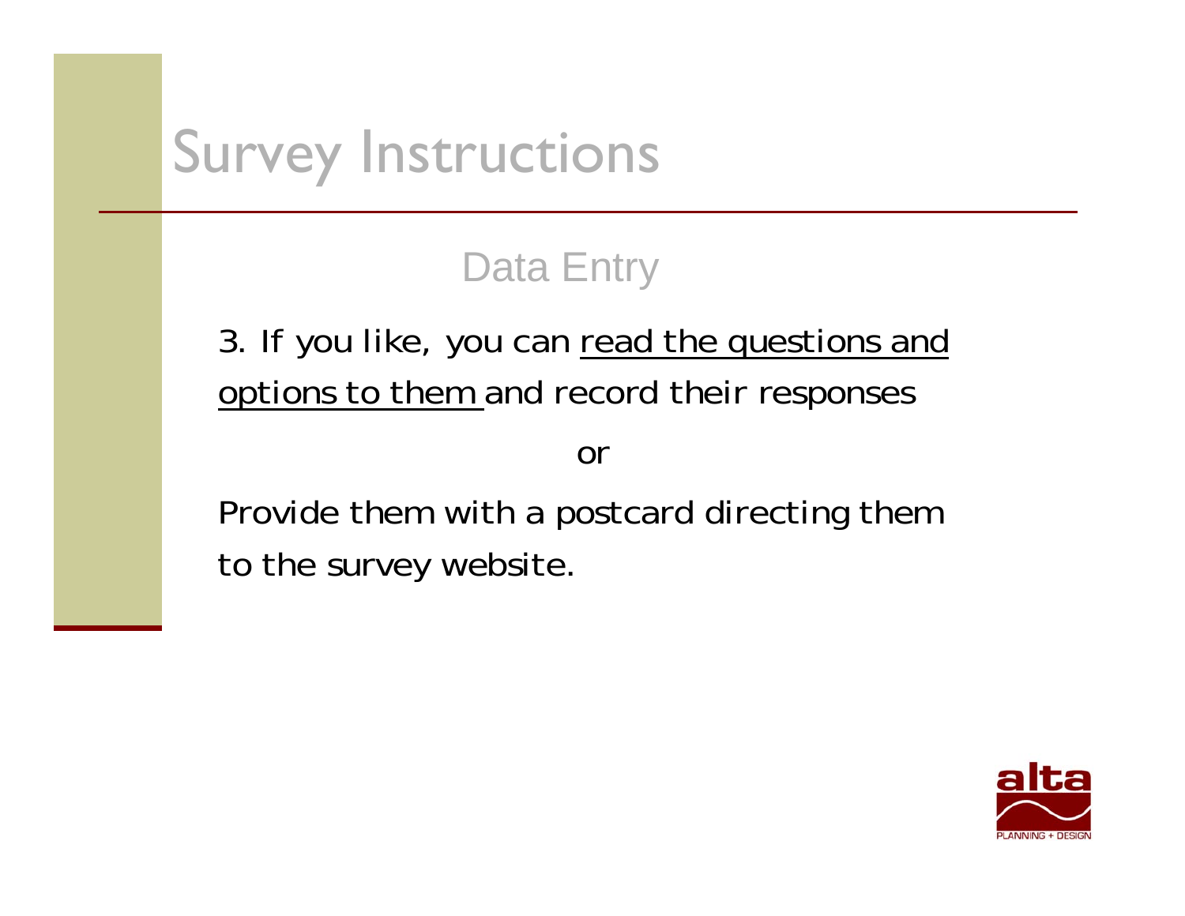# Survey Instructions

## Data Entry

3. If you like, you can <u>read the questions and options to them</u> and record their responses

or

Provide them with a postcard directing them to the survey website.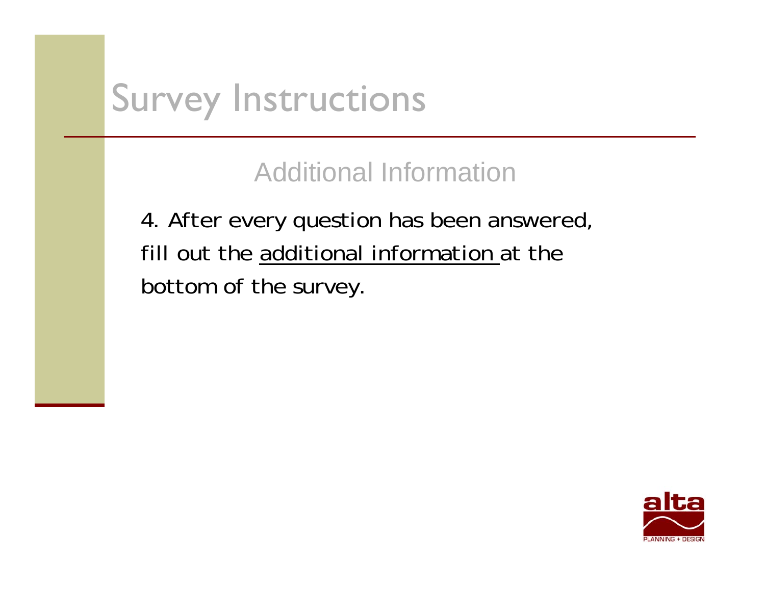# Survey Instructions

## Additional Information

4. After every question has been answered, fill out the additional information at the bottom of the survey.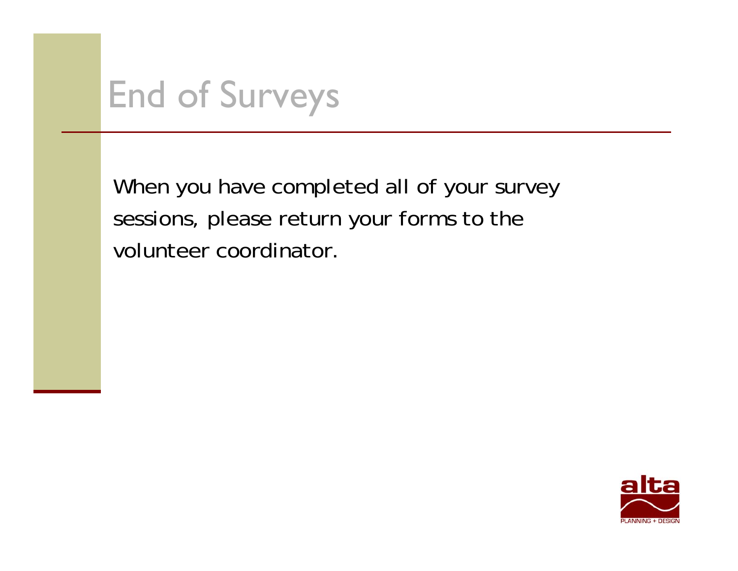# End of Surveys

When you have completed all of your survey sessions, please return your forms to the volunteer coordinator.

alta
PLANNING + DESIGN